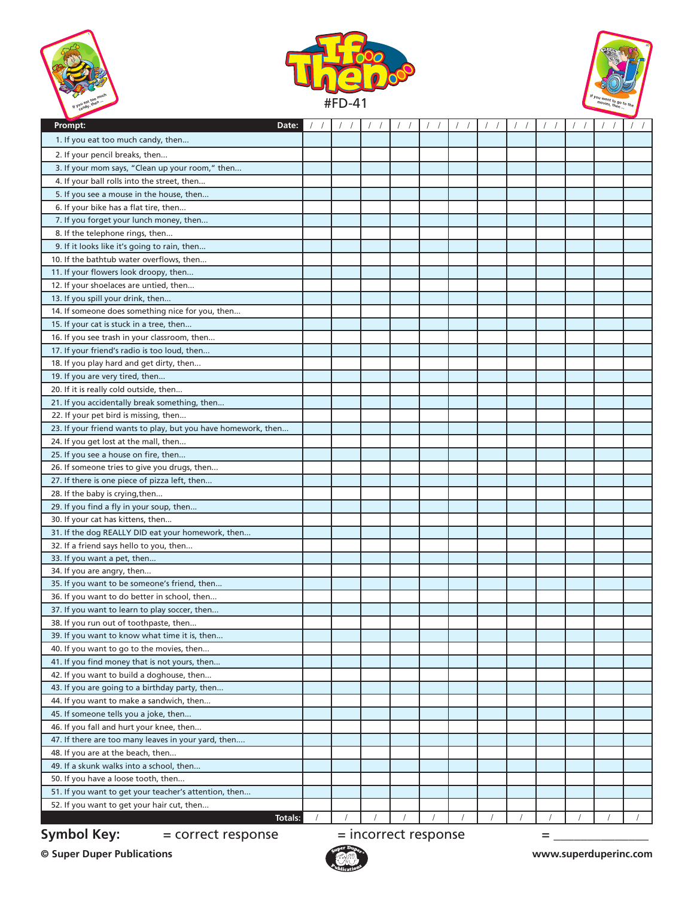# If Then...

#FD-41

| Prompt: Date: | / / | / / | / / | / / | / / | / / | / / | / / | / / | / / | / / | / / |
|---|---|---|---|---|---|---|---|---|---|---|---|---|
| 1. If you eat too much candy, then... | | | | | | | | | | | | |
| 2. If your pencil breaks, then... | | | | | | | | | | | | |
| 3. If your mom says, "Clean up your room," then... | | | | | | | | | | | | |
| 4. If your ball rolls into the street, then... | | | | | | | | | | | | |
| 5. If you see a mouse in the house, then... | | | | | | | | | | | | |
| 6. If your bike has a flat tire, then... | | | | | | | | | | | | |
| 7. If you forget your lunch money, then... | | | | | | | | | | | | |
| 8. If the telephone rings, then... | | | | | | | | | | | | |
| 9. If it looks like it's going to rain, then... | | | | | | | | | | | | |
| 10. If the bathtub water overflows, then... | | | | | | | | | | | | |
| 11. If your flowers look droopy, then... | | | | | | | | | | | | |
| 12. If your shoelaces are untied, then... | | | | | | | | | | | | |
| 13. If you spill your drink, then... | | | | | | | | | | | | |
| 14. If someone does something nice for you, then... | | | | | | | | | | | | |
| 15. If your cat is stuck in a tree, then... | | | | | | | | | | | | |
| 16. If you see trash in your classroom, then... | | | | | | | | | | | | |
| 17. If your friend's radio is too loud, then... | | | | | | | | | | | | |
| 18. If you play hard and get dirty, then... | | | | | | | | | | | | |
| 19. If you are very tired, then... | | | | | | | | | | | | |
| 20. If it is really cold outside, then... | | | | | | | | | | | | |
| 21. If you accidentally break something, then... | | | | | | | | | | | | |
| 22. If your pet bird is missing, then... | | | | | | | | | | | | |
| 23. If your friend wants to play, but you have homework, then... | | | | | | | | | | | | |
| 24. If you get lost at the mall, then... | | | | | | | | | | | | |
| 25. If you see a house on fire, then... | | | | | | | | | | | | |
| 26. If someone tries to give you drugs, then... | | | | | | | | | | | | |
| 27. If there is one piece of pizza left, then... | | | | | | | | | | | | |
| 28. If the baby is crying,then... | | | | | | | | | | | | |
| 29. If you find a fly in your soup, then... | | | | | | | | | | | | |
| 30. If your cat has kittens, then... | | | | | | | | | | | | |
| 31. If the dog REALLY DID eat your homework, then... | | | | | | | | | | | | |
| 32. If a friend says hello to you, then... | | | | | | | | | | | | |
| 33. If you want a pet, then... | | | | | | | | | | | | |
| 34. If you are angry, then... | | | | | | | | | | | | |
| 35. If you want to be someone's friend, then... | | | | | | | | | | | | |
| 36. If you want to do better in school, then... | | | | | | | | | | | | |
| 37. If you want to learn to play soccer, then... | | | | | | | | | | | | |
| 38. If you run out of toothpaste, then... | | | | | | | | | | | | |
| 39. If you want to know what time it is, then... | | | | | | | | | | | | |
| 40. If you want to go to the movies, then... | | | | | | | | | | | | |
| 41. If you find money that is not yours, then... | | | | | | | | | | | | |
| 42. If you want to build a doghouse, then... | | | | | | | | | | | | |
| 43. If you are going to a birthday party, then... | | | | | | | | | | | | |
| 44. If you want to make a sandwich, then... | | | | | | | | | | | | |
| 45. If someone tells you a joke, then... | | | | | | | | | | | | |
| 46. If you fall and hurt your knee, then... | | | | | | | | | | | | |
| 47. If there are too many leaves in your yard, then.... | | | | | | | | | | | | |
| 48. If you are at the beach, then... | | | | | | | | | | | | |
| 49. If a skunk walks into a school, then... | | | | | | | | | | | | |
| 50. If you have a loose tooth, then... | | | | | | | | | | | | |
| 51. If you want to get your teacher's attention, then... | | | | | | | | | | | | |
| 52. If you want to get your hair cut, then... | | | | | | | | | | | | |
| Totals: | / | / | / | / | / | / | / | / | / | / | / | / |

**Symbol Key:** = correct response = incorrect response = _______________

**© Super Duper Publications** www.superduperinc.com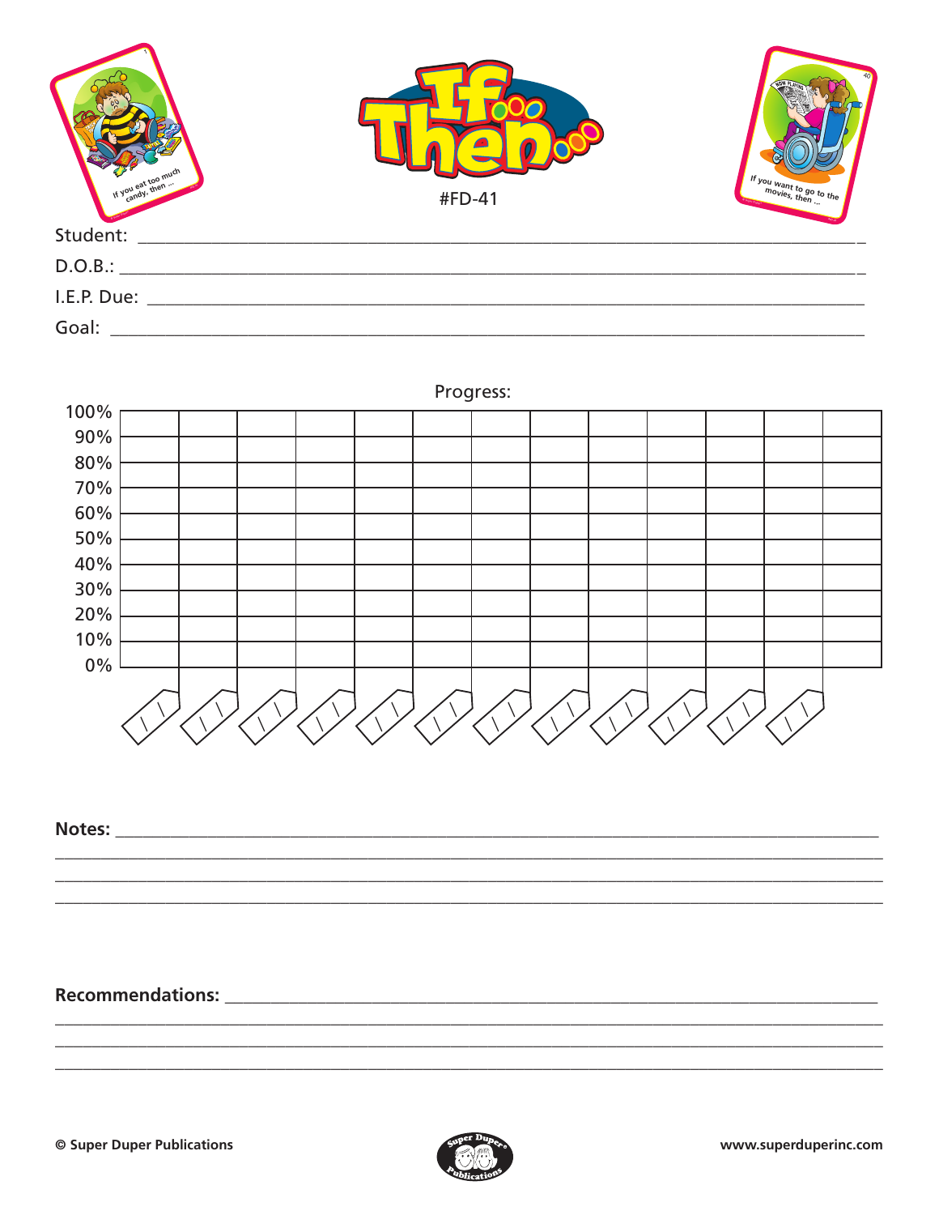# If Then...

#FD-41

Student: ___________________________________________

D.O.B.: ___________________________________________

I.E.P. Due: ___________________________________________

Goal: ___________________________________________

Progress:

100%
90%
80%
70%
60%
50%
40%
30%
20%
10%
0%

**Notes:** ___________________________________________

___________________________________________

___________________________________________

___________________________________________

**Recommendations:** ___________________________________________

___________________________________________

___________________________________________

___________________________________________

**© Super Duper Publications** **www.superduperinc.com**